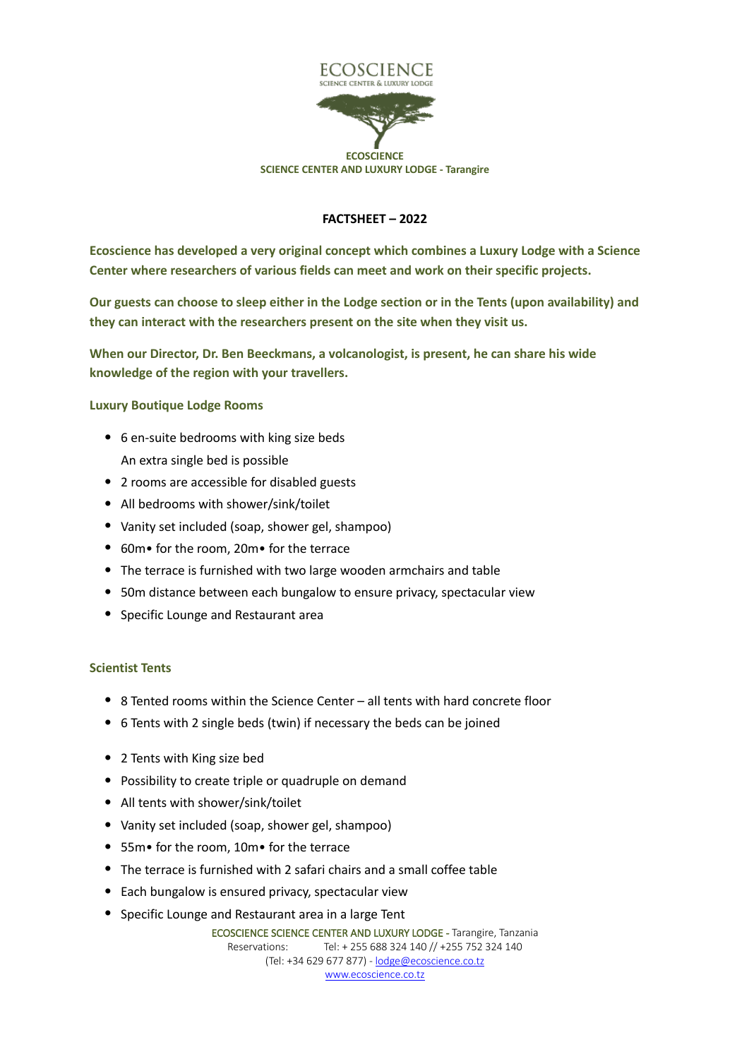ECOSCIENCE
SCIENCE CENTER & LUXURY LODGE

**ECOSCIENCE**
**SCIENCE CENTER AND LUXURY LODGE - Tarangire**

## FACTSHEET – 2022

**Ecoscience has developed a very original concept which combines a Luxury Lodge with a Science Center where researchers of various fields can meet and work on their specific projects.**

**Our guests can choose to sleep either in the Lodge section or in the Tents (upon availability) and they can interact with the researchers present on the site when they visit us.**

**When our Director, Dr. Ben Beeckmans, a volcanologist, is present, he can share his wide knowledge of the region with your travellers.**

### Luxury Boutique Lodge Rooms

- 6 en-suite bedrooms with king size beds
  An extra single bed is possible
- 2 rooms are accessible for disabled guests
- All bedrooms with shower/sink/toilet
- Vanity set included (soap, shower gel, shampoo)
- 60m• for the room, 20m• for the terrace
- The terrace is furnished with two large wooden armchairs and table
- 50m distance between each bungalow to ensure privacy, spectacular view
- Specific Lounge and Restaurant area

### Scientist Tents

- 8 Tented rooms within the Science Center – all tents with hard concrete floor
- 6 Tents with 2 single beds (twin) if necessary the beds can be joined
- 2 Tents with King size bed
- Possibility to create triple or quadruple on demand
- All tents with shower/sink/toilet
- Vanity set included (soap, shower gel, shampoo)
- 55m• for the room, 10m• for the terrace
- The terrace is furnished with 2 safari chairs and a small coffee table
- Each bungalow is ensured privacy, spectacular view
- Specific Lounge and Restaurant area in a large Tent

ECOSCIENCE SCIENCE CENTER AND LUXURY LODGE - Tarangire, Tanzania
Reservations: Tel: + 255 688 324 140 // +255 752 324 140
(Tel: +34 629 677 877) - lodge@ecoscience.co.tz
www.ecoscience.co.tz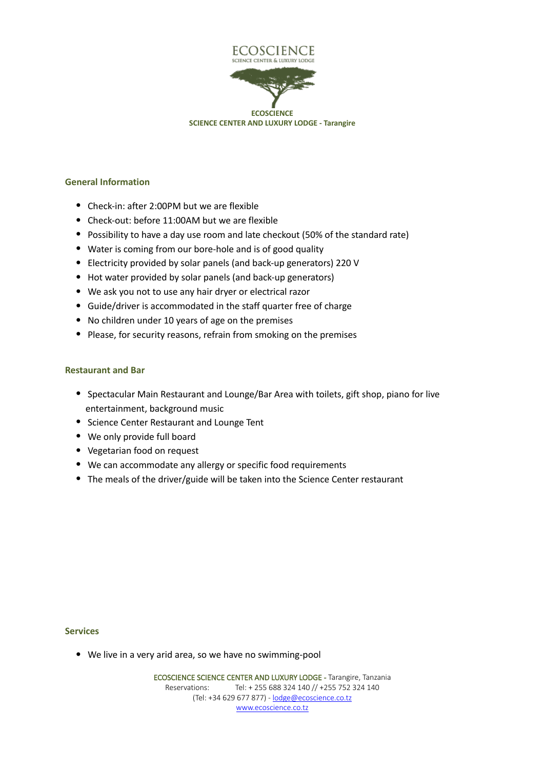## General Information

- Check-in: after 2:00PM but we are flexible
- Check-out: before 11:00AM but we are flexible
- Possibility to have a day use room and late checkout (50% of the standard rate)
- Water is coming from our bore-hole and is of good quality
- Electricity provided by solar panels (and back-up generators) 220 V
- Hot water provided by solar panels (and back-up generators)
- We ask you not to use any hair dryer or electrical razor
- Guide/driver is accommodated in the staff quarter free of charge
- No children under 10 years of age on the premises
- Please, for security reasons, refrain from smoking on the premises

## Restaurant and Bar

- Spectacular Main Restaurant and Lounge/Bar Area with toilets, gift shop, piano for live entertainment, background music
- Science Center Restaurant and Lounge Tent
- We only provide full board
- Vegetarian food on request
- We can accommodate any allergy or specific food requirements
- The meals of the driver/guide will be taken into the Science Center restaurant

## Services

- We live in a very arid area, so we have no swimming-pool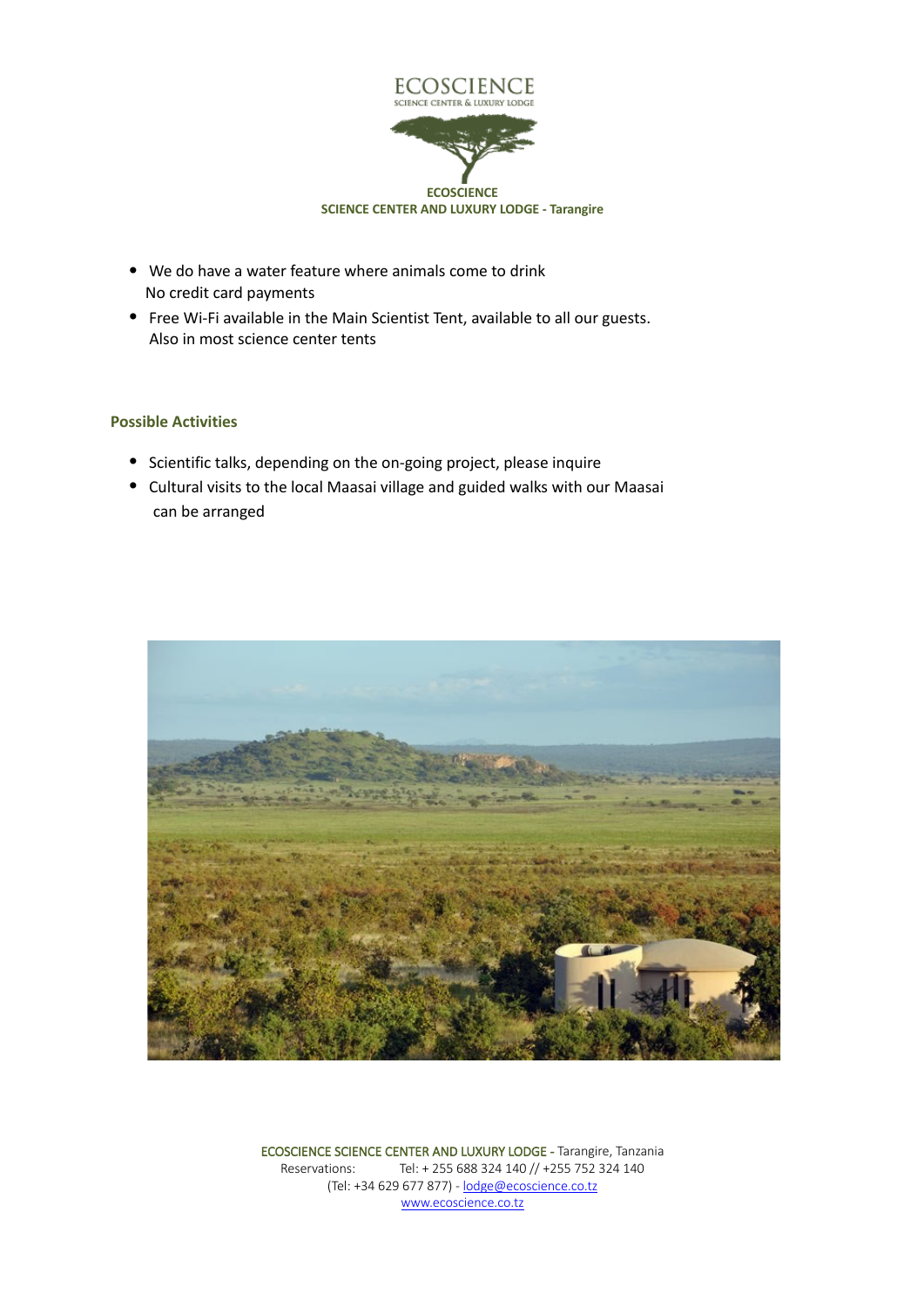- We do have a water feature where animals come to drink
  No credit card payments
- Free Wi-Fi available in the Main Scientist Tent, available to all our guests.
  Also in most science center tents

## Possible Activities

- Scientific talks, depending on the on-going project, please inquire
- Cultural visits to the local Maasai village and guided walks with our Maasai can be arranged